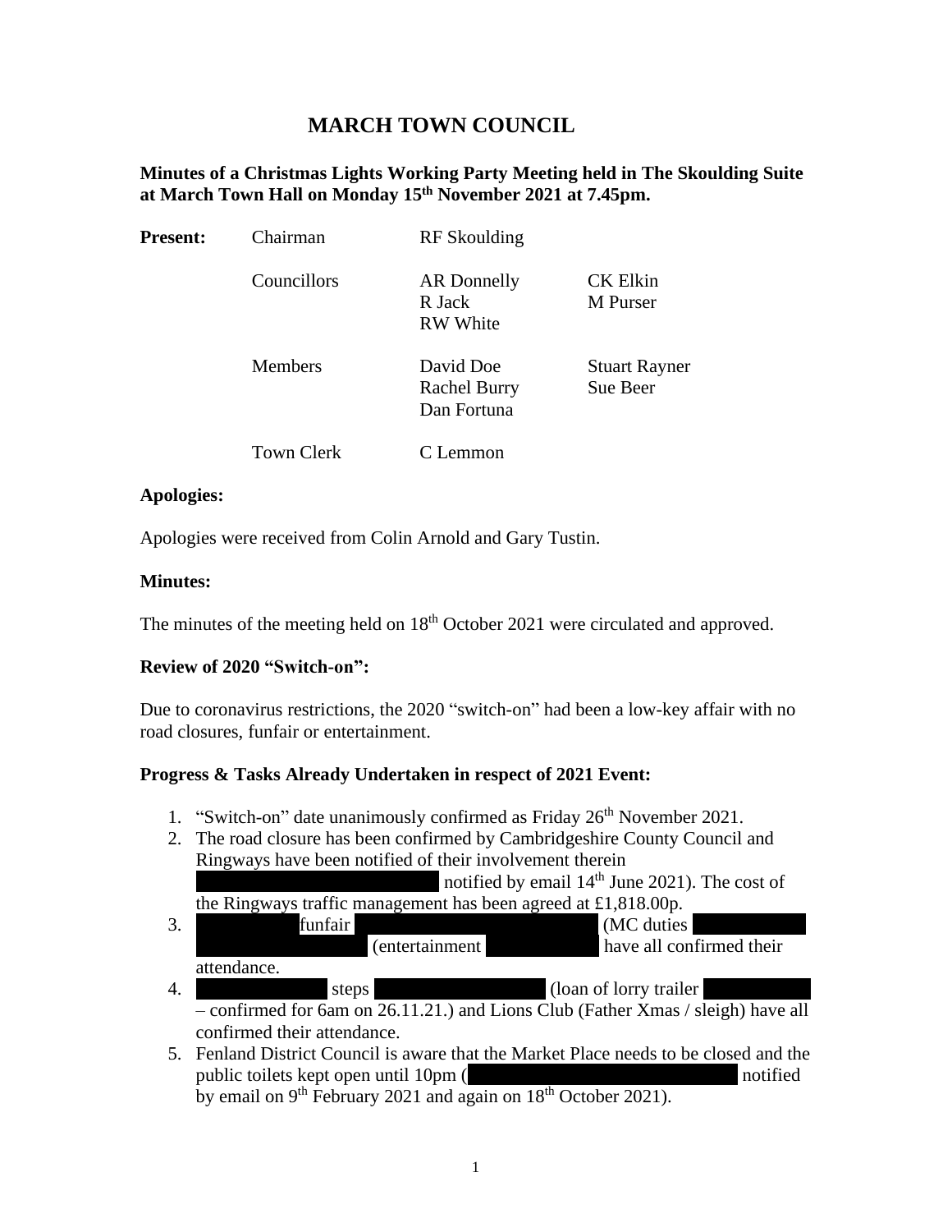# MARCH TOWN COUNCIL

**Minutes of a Christmas Lights Working Party Meeting held in The Skoulding Suite at March Town Hall on Monday 15th November 2021 at 7.45pm.**

| **Present:** | Chairman | RF Skoulding | |
|---|---|---|---|
| | Councillors | AR Donnelly<br>R Jack<br>RW White | CK Elkin<br>M Purser |
| | Members | David Doe<br>Rachel Burry<br>Dan Fortuna | Stuart Rayner<br>Sue Beer |
| | Town Clerk | C Lemmon | |

### Apologies:

Apologies were received from Colin Arnold and Gary Tustin.

### Minutes:

The minutes of the meeting held on 18th October 2021 were circulated and approved.

### Review of 2020 "Switch-on":

Due to coronavirus restrictions, the 2020 "switch-on" had been a low-key affair with no road closures, funfair or entertainment.

### Progress & Tasks Already Undertaken in respect of 2021 Event:

1. "Switch-on" date unanimously confirmed as Friday 26th November 2021.
2. The road closure has been confirmed by Cambridgeshire County Council and Ringways have been notified of their involvement therein notified by email 14th June 2021). The cost of the Ringways traffic management has been agreed at £1,818.00p.
3. funfair (MC duties (entertainment have all confirmed their attendance.
4. steps (loan of lorry trailer – confirmed for 6am on 26.11.21.) and Lions Club (Father Xmas / sleigh) have all confirmed their attendance.
5. Fenland District Council is aware that the Market Place needs to be closed and the public toilets kept open until 10pm ( notified by email on 9th February 2021 and again on 18th October 2021).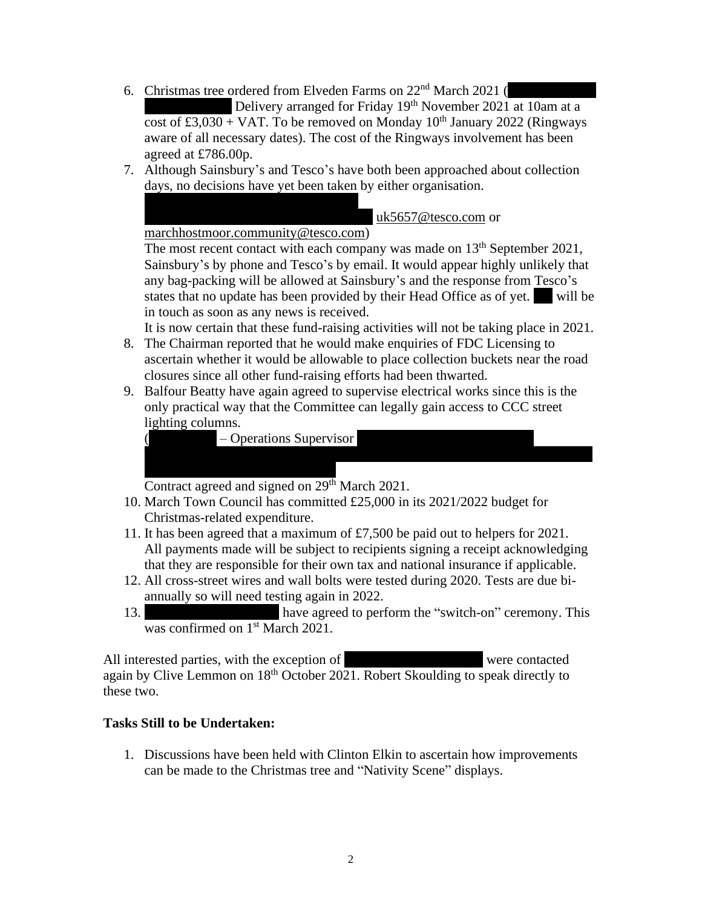6. Christmas tree ordered from Elveden Farms on 22nd March 2021 ( Delivery arranged for Friday 19th November 2021 at 10am at a cost of £3,030 + VAT. To be removed on Monday 10th January 2022 (Ringways aware of all necessary dates). The cost of the Ringways involvement has been agreed at £786.00p.
7. Although Sainsbury's and Tesco's have both been approached about collection days, no decisions have yet been taken by either organisation.
   uk5657@tesco.com or marchhostmoor.community@tesco.com)
   The most recent contact with each company was made on 13th September 2021, Sainsbury's by phone and Tesco's by email. It would appear highly unlikely that any bag-packing will be allowed at Sainsbury's and the response from Tesco's states that no update has been provided by their Head Office as of yet. will be in touch as soon as any news is received.
   It is now certain that these fund-raising activities will not be taking place in 2021.
8. The Chairman reported that he would make enquiries of FDC Licensing to ascertain whether it would be allowable to place collection buckets near the road closures since all other fund-raising efforts had been thwarted.
9. Balfour Beatty have again agreed to supervise electrical works since this is the only practical way that the Committee can legally gain access to CCC street lighting columns.
   ( – Operations Supervisor
   Contract agreed and signed on 29th March 2021.
10. March Town Council has committed £25,000 in its 2021/2022 budget for Christmas-related expenditure.
11. It has been agreed that a maximum of £7,500 be paid out to helpers for 2021. All payments made will be subject to recipients signing a receipt acknowledging that they are responsible for their own tax and national insurance if applicable.
12. All cross-street wires and wall bolts were tested during 2020. Tests are due bi-annually so will need testing again in 2022.
13. have agreed to perform the "switch-on" ceremony. This was confirmed on 1st March 2021.

All interested parties, with the exception of were contacted again by Clive Lemmon on 18th October 2021. Robert Skoulding to speak directly to these two.

**Tasks Still to be Undertaken:**

1. Discussions have been held with Clinton Elkin to ascertain how improvements can be made to the Christmas tree and "Nativity Scene" displays.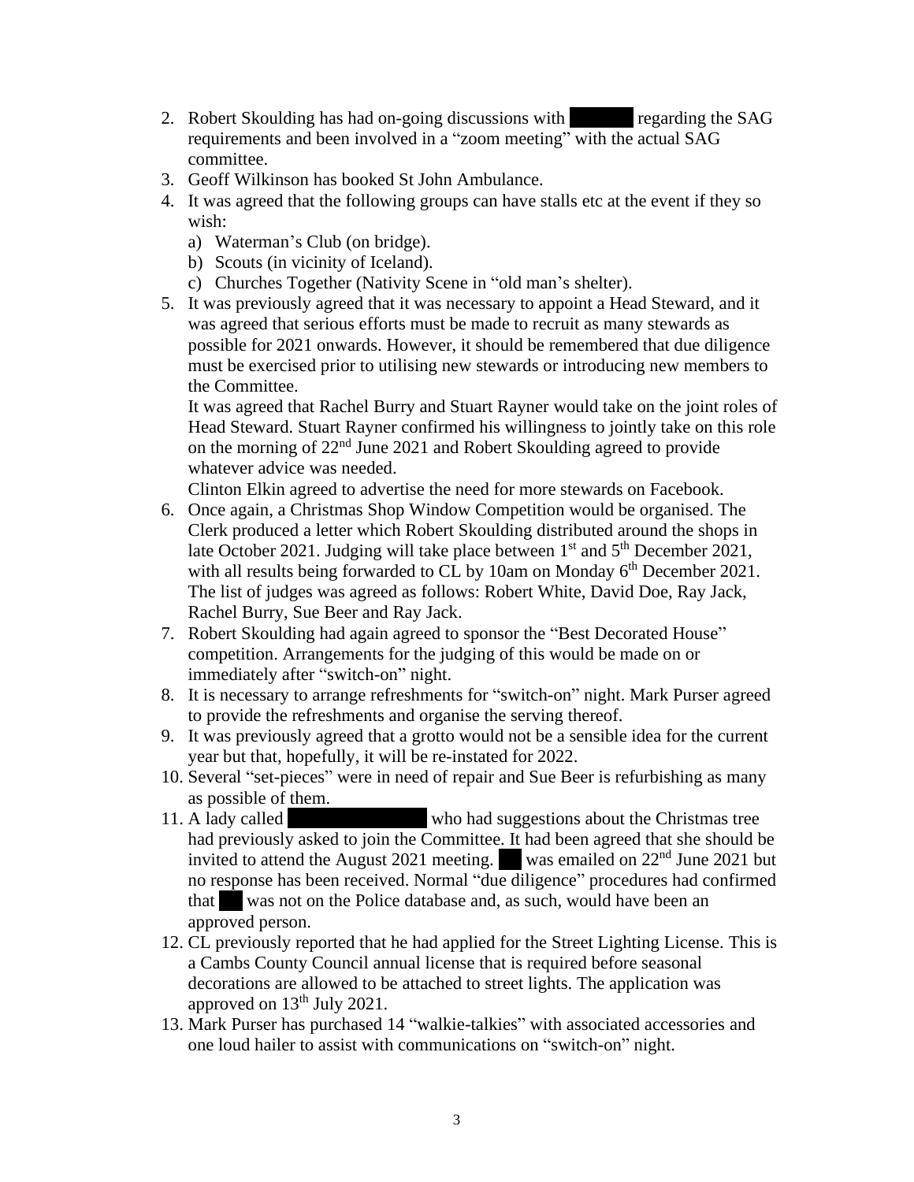2. Robert Skoulding has had on-going discussions with ██████ regarding the SAG requirements and been involved in a "zoom meeting" with the actual SAG committee.
3. Geoff Wilkinson has booked St John Ambulance.
4. It was agreed that the following groups can have stalls etc at the event if they so wish:
   a) Waterman's Club (on bridge).
   b) Scouts (in vicinity of Iceland).
   c) Churches Together (Nativity Scene in "old man's shelter).
5. It was previously agreed that it was necessary to appoint a Head Steward, and it was agreed that serious efforts must be made to recruit as many stewards as possible for 2021 onwards. However, it should be remembered that due diligence must be exercised prior to utilising new stewards or introducing new members to the Committee.

   It was agreed that Rachel Burry and Stuart Rayner would take on the joint roles of Head Steward. Stuart Rayner confirmed his willingness to jointly take on this role on the morning of 22nd June 2021 and Robert Skoulding agreed to provide whatever advice was needed.

   Clinton Elkin agreed to advertise the need for more stewards on Facebook.
6. Once again, a Christmas Shop Window Competition would be organised. The Clerk produced a letter which Robert Skoulding distributed around the shops in late October 2021. Judging will take place between 1st and 5th December 2021, with all results being forwarded to CL by 10am on Monday 6th December 2021. The list of judges was agreed as follows: Robert White, David Doe, Ray Jack, Rachel Burry, Sue Beer and Ray Jack.
7. Robert Skoulding had again agreed to sponsor the "Best Decorated House" competition. Arrangements for the judging of this would be made on or immediately after "switch-on" night.
8. It is necessary to arrange refreshments for "switch-on" night. Mark Purser agreed to provide the refreshments and organise the serving thereof.
9. It was previously agreed that a grotto would not be a sensible idea for the current year but that, hopefully, it will be re-instated for 2022.
10. Several "set-pieces" were in need of repair and Sue Beer is refurbishing as many as possible of them.
11. A lady called ██████████ who had suggestions about the Christmas tree had previously asked to join the Committee. It had been agreed that she should be invited to attend the August 2021 meeting. ██ was emailed on 22nd June 2021 but no response has been received. Normal "due diligence" procedures had confirmed that ██ was not on the Police database and, as such, would have been an approved person.
12. CL previously reported that he had applied for the Street Lighting License. This is a Cambs County Council annual license that is required before seasonal decorations are allowed to be attached to street lights. The application was approved on 13th July 2021.
13. Mark Purser has purchased 14 "walkie-talkies" with associated accessories and one loud hailer to assist with communications on "switch-on" night.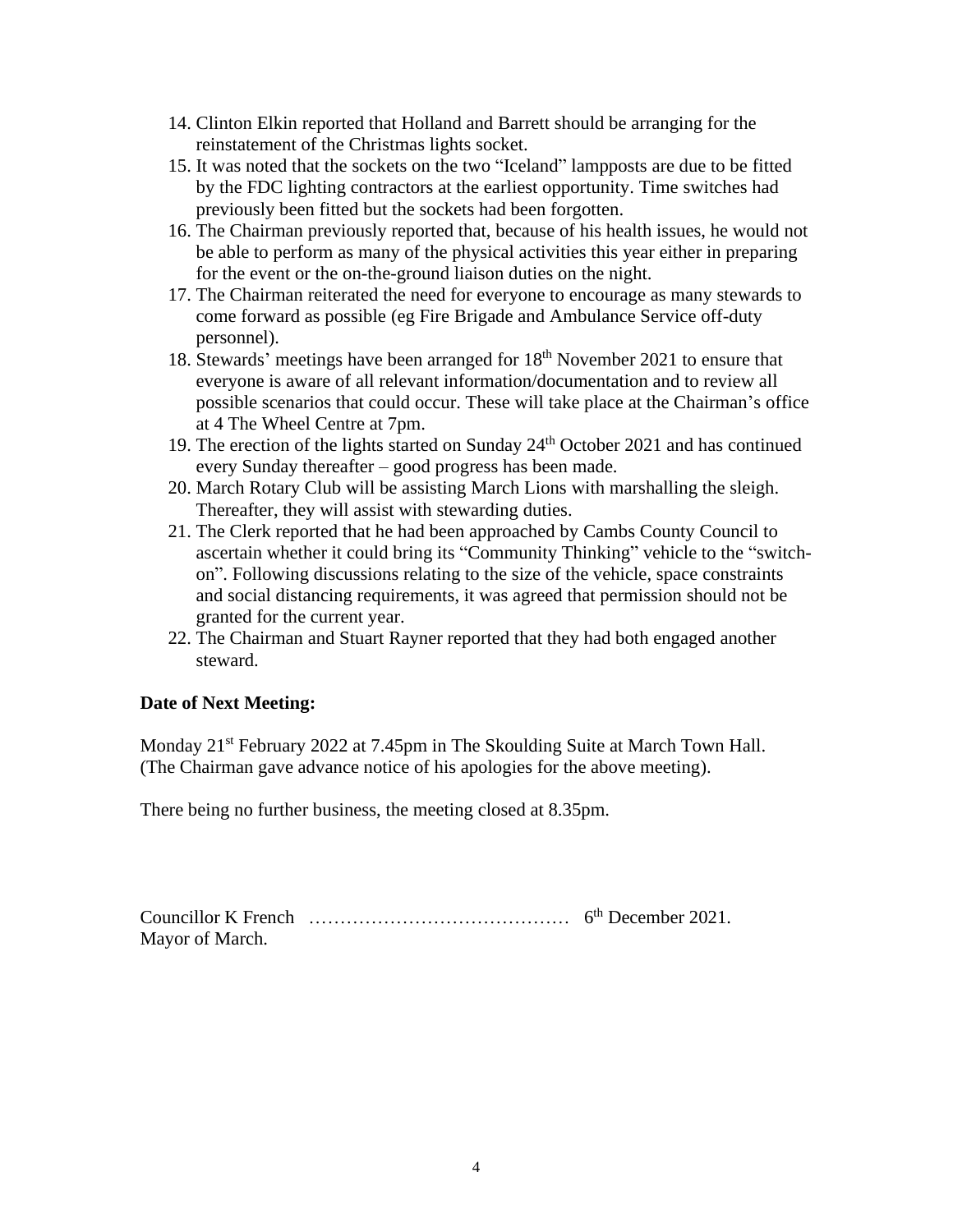14. Clinton Elkin reported that Holland and Barrett should be arranging for the reinstatement of the Christmas lights socket.
15. It was noted that the sockets on the two "Iceland" lampposts are due to be fitted by the FDC lighting contractors at the earliest opportunity. Time switches had previously been fitted but the sockets had been forgotten.
16. The Chairman previously reported that, because of his health issues, he would not be able to perform as many of the physical activities this year either in preparing for the event or the on-the-ground liaison duties on the night.
17. The Chairman reiterated the need for everyone to encourage as many stewards to come forward as possible (eg Fire Brigade and Ambulance Service off-duty personnel).
18. Stewards' meetings have been arranged for 18th November 2021 to ensure that everyone is aware of all relevant information/documentation and to review all possible scenarios that could occur. These will take place at the Chairman's office at 4 The Wheel Centre at 7pm.
19. The erection of the lights started on Sunday 24th October 2021 and has continued every Sunday thereafter – good progress has been made.
20. March Rotary Club will be assisting March Lions with marshalling the sleigh. Thereafter, they will assist with stewarding duties.
21. The Clerk reported that he had been approached by Cambs County Council to ascertain whether it could bring its "Community Thinking" vehicle to the "switch-on". Following discussions relating to the size of the vehicle, space constraints and social distancing requirements, it was agreed that permission should not be granted for the current year.
22. The Chairman and Stuart Rayner reported that they had both engaged another steward.

**Date of Next Meeting:**

Monday 21st February 2022 at 7.45pm in The Skoulding Suite at March Town Hall.
(The Chairman gave advance notice of his apologies for the above meeting).

There being no further business, the meeting closed at 8.35pm.

Councillor K French …………………………………… 6th December 2021.
Mayor of March.